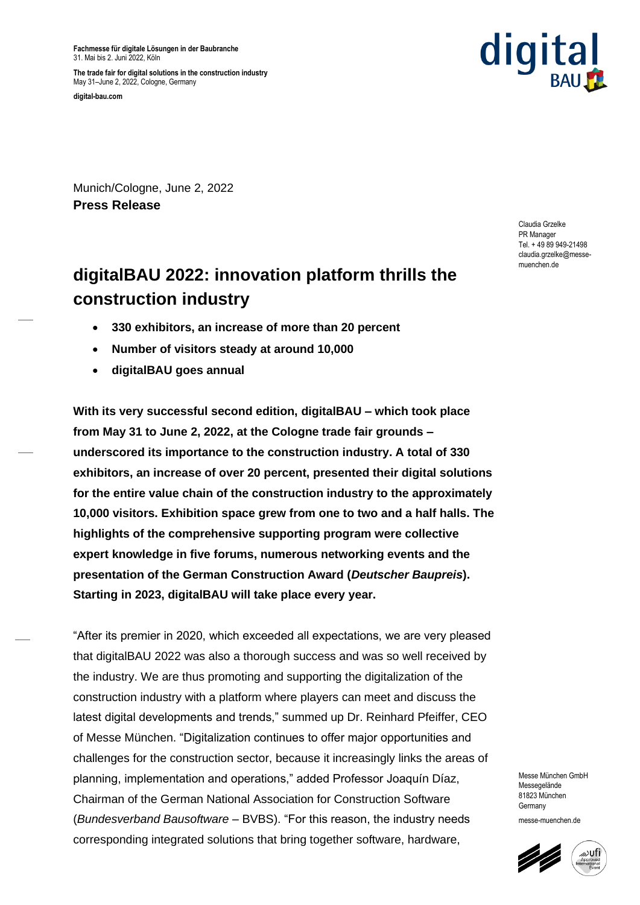**Fachmesse für digitale Lösungen in der Baubranche**
31. Mai bis 2. Juni 2022, Köln

**The trade fair for digital solutions in the construction industry**
May 31–June 2, 2022, Cologne, Germany

**digital-bau.com**

Munich/Cologne, June 2, 2022
**Press Release**

Claudia Grzelke
PR Manager
Tel. + 49 89 949-21498
claudia.grzelke@messe-muenchen.de

# digitalBAU 2022: innovation platform thrills the construction industry

- **330 exhibitors, an increase of more than 20 percent**
- **Number of visitors steady at around 10,000**
- **digitalBAU goes annual**

**With its very successful second edition, digitalBAU – which took place from May 31 to June 2, 2022, at the Cologne trade fair grounds – underscored its importance to the construction industry. A total of 330 exhibitors, an increase of over 20 percent, presented their digital solutions for the entire value chain of the construction industry to the approximately 10,000 visitors. Exhibition space grew from one to two and a half halls. The highlights of the comprehensive supporting program were collective expert knowledge in five forums, numerous networking events and the presentation of the German Construction Award (*Deutscher Baupreis*). Starting in 2023, digitalBAU will take place every year.**

"After its premier in 2020, which exceeded all expectations, we are very pleased that digitalBAU 2022 was also a thorough success and was so well received by the industry. We are thus promoting and supporting the digitalization of the construction industry with a platform where players can meet and discuss the latest digital developments and trends," summed up Dr. Reinhard Pfeiffer, CEO of Messe München. "Digitalization continues to offer major opportunities and challenges for the construction sector, because it increasingly links the areas of planning, implementation and operations," added Professor Joaquín Díaz, Chairman of the German National Association for Construction Software (*Bundesverband Bausoftware* – BVBS). "For this reason, the industry needs corresponding integrated solutions that bring together software, hardware,

Messe München GmbH
Messegelände
81823 München
Germany

messe-muenchen.de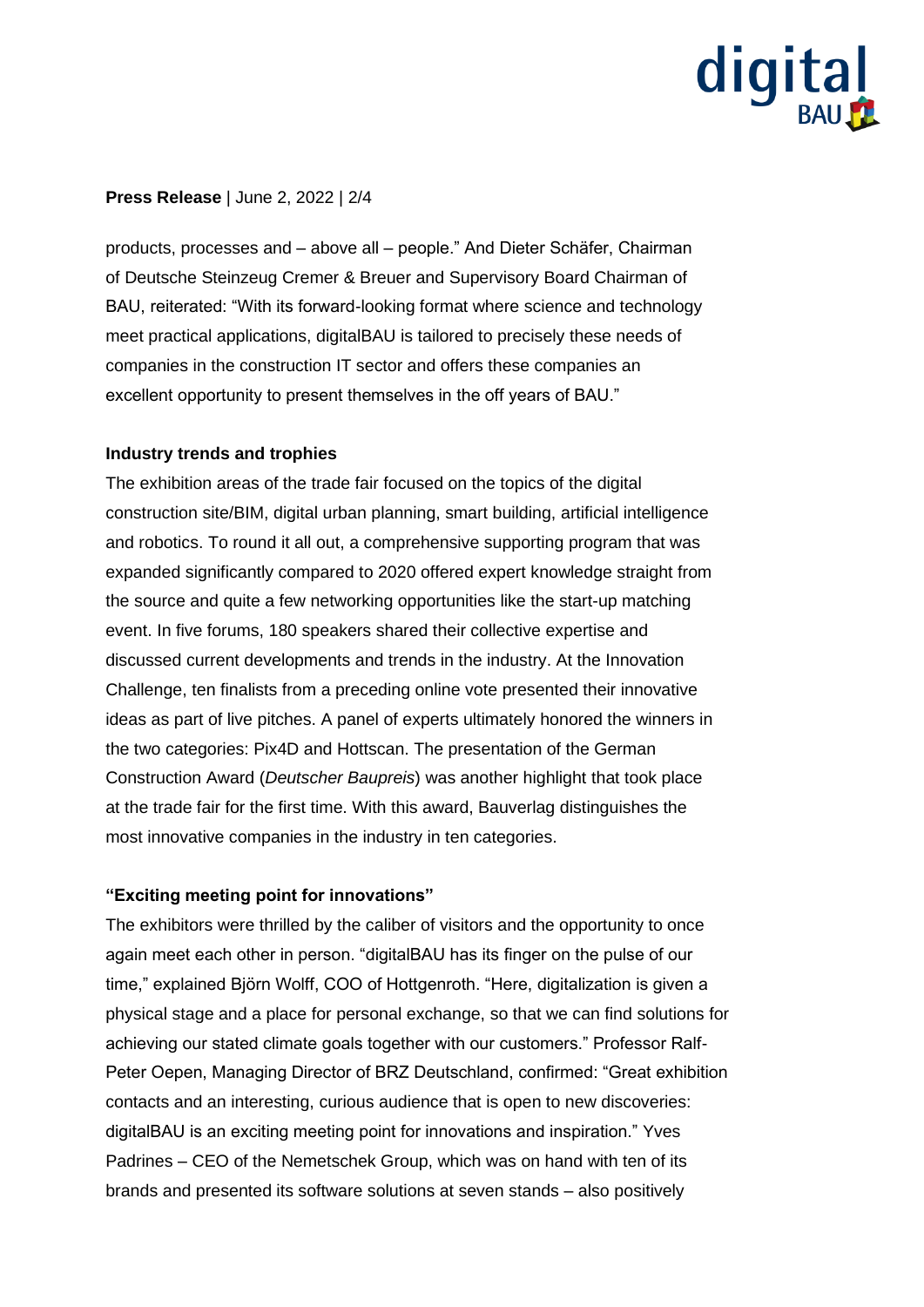products, processes and – above all – people." And Dieter Schäfer, Chairman of Deutsche Steinzeug Cremer & Breuer and Supervisory Board Chairman of BAU, reiterated: "With its forward-looking format where science and technology meet practical applications, digitalBAU is tailored to precisely these needs of companies in the construction IT sector and offers these companies an excellent opportunity to present themselves in the off years of BAU."

**Industry trends and trophies**

The exhibition areas of the trade fair focused on the topics of the digital construction site/BIM, digital urban planning, smart building, artificial intelligence and robotics. To round it all out, a comprehensive supporting program that was expanded significantly compared to 2020 offered expert knowledge straight from the source and quite a few networking opportunities like the start-up matching event. In five forums, 180 speakers shared their collective expertise and discussed current developments and trends in the industry. At the Innovation Challenge, ten finalists from a preceding online vote presented their innovative ideas as part of live pitches. A panel of experts ultimately honored the winners in the two categories: Pix4D and Hottscan. The presentation of the German Construction Award (*Deutscher Baupreis*) was another highlight that took place at the trade fair for the first time. With this award, Bauverlag distinguishes the most innovative companies in the industry in ten categories.

**"Exciting meeting point for innovations"**

The exhibitors were thrilled by the caliber of visitors and the opportunity to once again meet each other in person. "digitalBAU has its finger on the pulse of our time," explained Björn Wolff, COO of Hottgenroth. "Here, digitalization is given a physical stage and a place for personal exchange, so that we can find solutions for achieving our stated climate goals together with our customers." Professor Ralf-Peter Oepen, Managing Director of BRZ Deutschland, confirmed: "Great exhibition contacts and an interesting, curious audience that is open to new discoveries: digitalBAU is an exciting meeting point for innovations and inspiration." Yves Padrines – CEO of the Nemetschek Group, which was on hand with ten of its brands and presented its software solutions at seven stands – also positively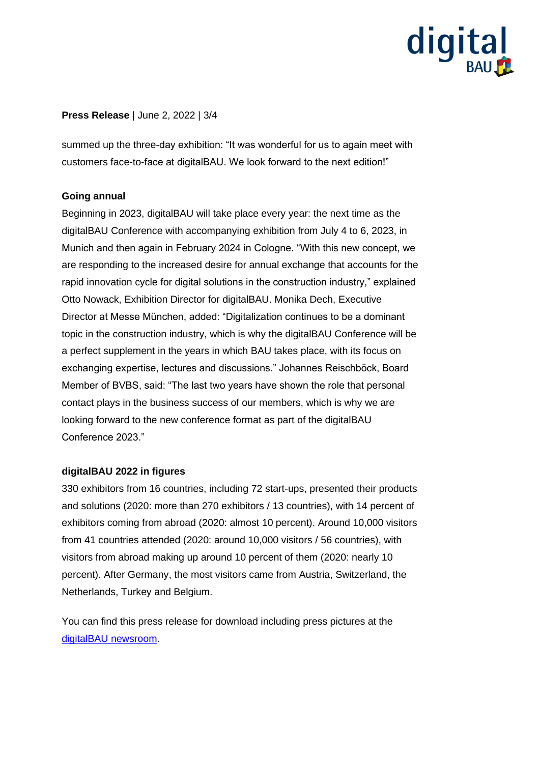summed up the three-day exhibition: “It was wonderful for us to again meet with customers face-to-face at digitalBAU. We look forward to the next edition!”

**Going annual**

Beginning in 2023, digitalBAU will take place every year: the next time as the digitalBAU Conference with accompanying exhibition from July 4 to 6, 2023, in Munich and then again in February 2024 in Cologne. “With this new concept, we are responding to the increased desire for annual exchange that accounts for the rapid innovation cycle for digital solutions in the construction industry,” explained Otto Nowack, Exhibition Director for digitalBAU. Monika Dech, Executive Director at Messe München, added: “Digitalization continues to be a dominant topic in the construction industry, which is why the digitalBAU Conference will be a perfect supplement in the years in which BAU takes place, with its focus on exchanging expertise, lectures and discussions.” Johannes Reischböck, Board Member of BVBS, said: “The last two years have shown the role that personal contact plays in the business success of our members, which is why we are looking forward to the new conference format as part of the digitalBAU Conference 2023.”

**digitalBAU 2022 in figures**

330 exhibitors from 16 countries, including 72 start-ups, presented their products and solutions (2020: more than 270 exhibitors / 13 countries), with 14 percent of exhibitors coming from abroad (2020: almost 10 percent). Around 10,000 visitors from 41 countries attended (2020: around 10,000 visitors / 56 countries), with visitors from abroad making up around 10 percent of them (2020: nearly 10 percent). After Germany, the most visitors came from Austria, Switzerland, the Netherlands, Turkey and Belgium.

You can find this press release for download including press pictures at the [digitalBAU newsroom](digitalBAU newsroom).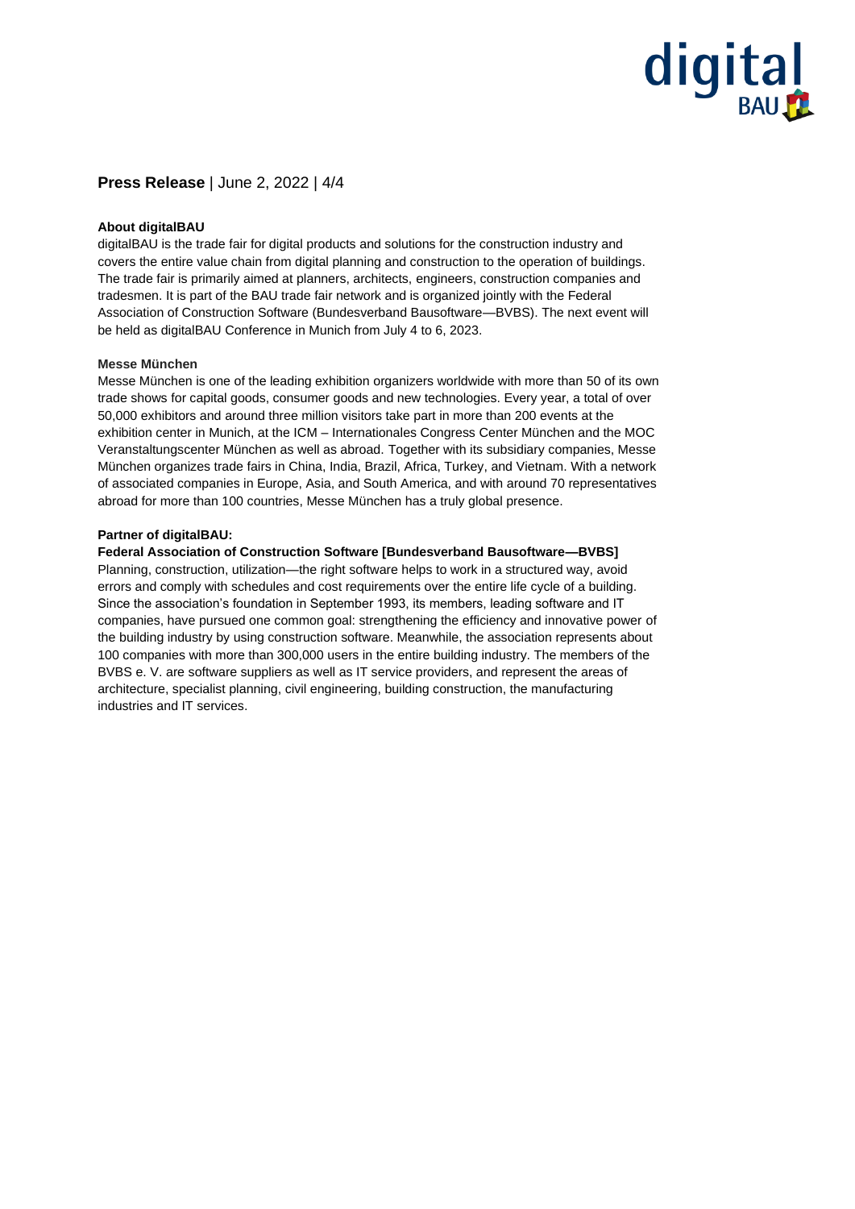**Press Release** | June 2, 2022

## About digitalBAU

digitalBAU is the trade fair for digital products and solutions for the construction industry and covers the entire value chain from digital planning and construction to the operation of buildings. The trade fair is primarily aimed at planners, architects, engineers, construction companies and tradesmen. It is part of the BAU trade fair network and is organized jointly with the Federal Association of Construction Software (Bundesverband Bausoftware—BVBS). The next event will be held as digitalBAU Conference in Munich from July 4 to 6, 2023.

## Messe München

Messe München is one of the leading exhibition organizers worldwide with more than 50 of its own trade shows for capital goods, consumer goods and new technologies. Every year, a total of over 50,000 exhibitors and around three million visitors take part in more than 200 events at the exhibition center in Munich, at the ICM – Internationales Congress Center München and the MOC Veranstaltungscenter München as well as abroad. Together with its subsidiary companies, Messe München organizes trade fairs in China, India, Brazil, Africa, Turkey, and Vietnam. With a network of associated companies in Europe, Asia, and South America, and with around 70 representatives abroad for more than 100 countries, Messe München has a truly global presence.

## Partner of digitalBAU:

**Federal Association of Construction Software [Bundesverband Bausoftware—BVBS]**

Planning, construction, utilization—the right software helps to work in a structured way, avoid errors and comply with schedules and cost requirements over the entire life cycle of a building. Since the association's foundation in September 1993, its members, leading software and IT companies, have pursued one common goal: strengthening the efficiency and innovative power of the building industry by using construction software. Meanwhile, the association represents about 100 companies with more than 300,000 users in the entire building industry. The members of the BVBS e. V. are software suppliers as well as IT service providers, and represent the areas of architecture, specialist planning, civil engineering, building construction, the manufacturing industries and IT services.